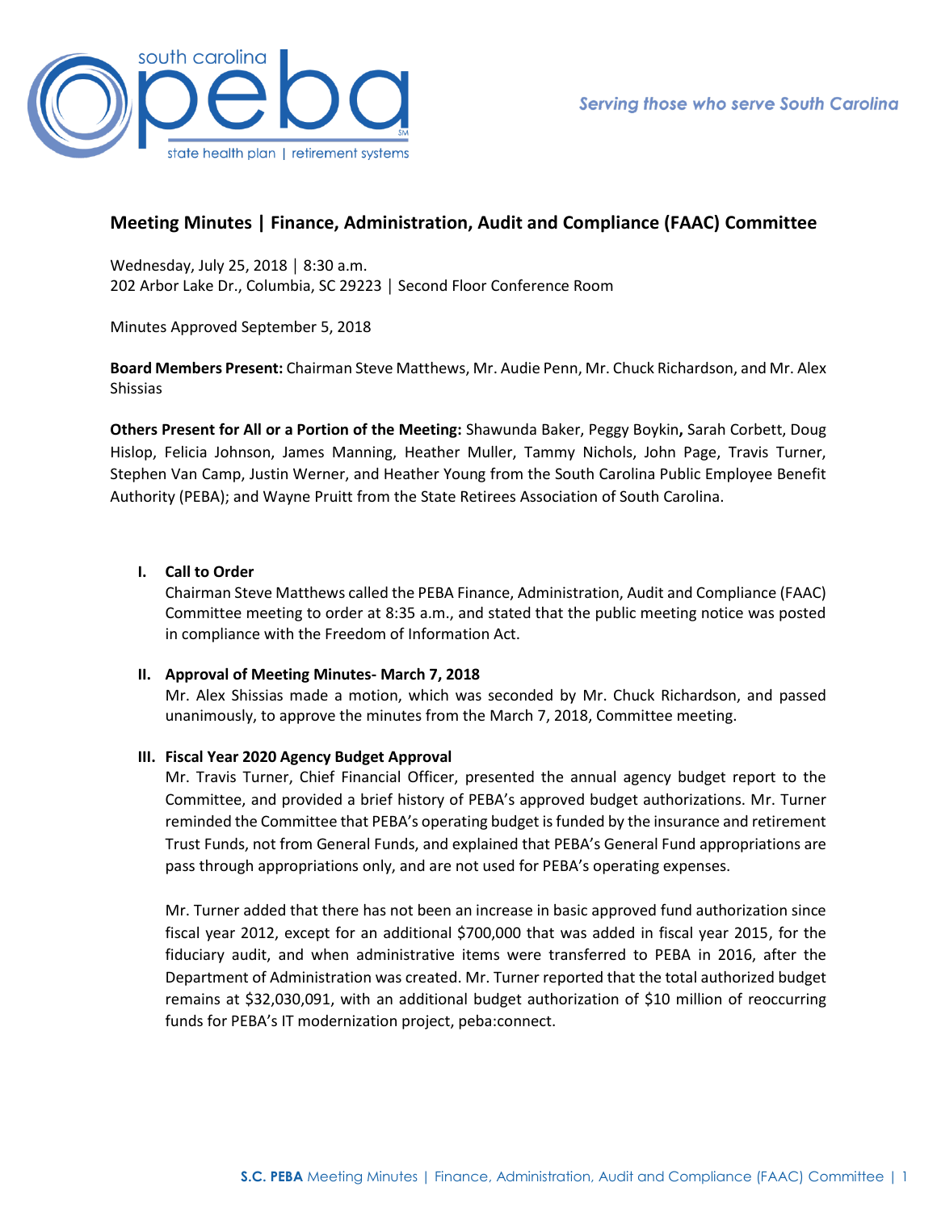Serving those who serve South Carolina

# Meeting Minutes | Finance, Administration, Audit and Compliance (FAAC) Committee

Wednesday, July 25, 2018 │ 8:30 a.m.
202 Arbor Lake Dr., Columbia, SC 29223 │ Second Floor Conference Room

Minutes Approved September 5, 2018

**Board Members Present:** Chairman Steve Matthews, Mr. Audie Penn, Mr. Chuck Richardson, and Mr. Alex Shissias

**Others Present for All or a Portion of the Meeting:** Shawunda Baker, Peggy Boykin**,** Sarah Corbett, Doug Hislop, Felicia Johnson, James Manning, Heather Muller, Tammy Nichols, John Page, Travis Turner, Stephen Van Camp, Justin Werner, and Heather Young from the South Carolina Public Employee Benefit Authority (PEBA); and Wayne Pruitt from the State Retirees Association of South Carolina.

## I. Call to Order

Chairman Steve Matthews called the PEBA Finance, Administration, Audit and Compliance (FAAC) Committee meeting to order at 8:35 a.m., and stated that the public meeting notice was posted in compliance with the Freedom of Information Act.

## II. Approval of Meeting Minutes- March 7, 2018

Mr. Alex Shissias made a motion, which was seconded by Mr. Chuck Richardson, and passed unanimously, to approve the minutes from the March 7, 2018, Committee meeting.

## III. Fiscal Year 2020 Agency Budget Approval

Mr. Travis Turner, Chief Financial Officer, presented the annual agency budget report to the Committee, and provided a brief history of PEBA's approved budget authorizations. Mr. Turner reminded the Committee that PEBA's operating budget is funded by the insurance and retirement Trust Funds, not from General Funds, and explained that PEBA's General Fund appropriations are pass through appropriations only, and are not used for PEBA's operating expenses.

Mr. Turner added that there has not been an increase in basic approved fund authorization since fiscal year 2012, except for an additional $700,000 that was added in fiscal year 2015, for the fiduciary audit, and when administrative items were transferred to PEBA in 2016, after the Department of Administration was created. Mr. Turner reported that the total authorized budget remains at $32,030,091, with an additional budget authorization of $10 million of reoccurring funds for PEBA's IT modernization project, peba:connect.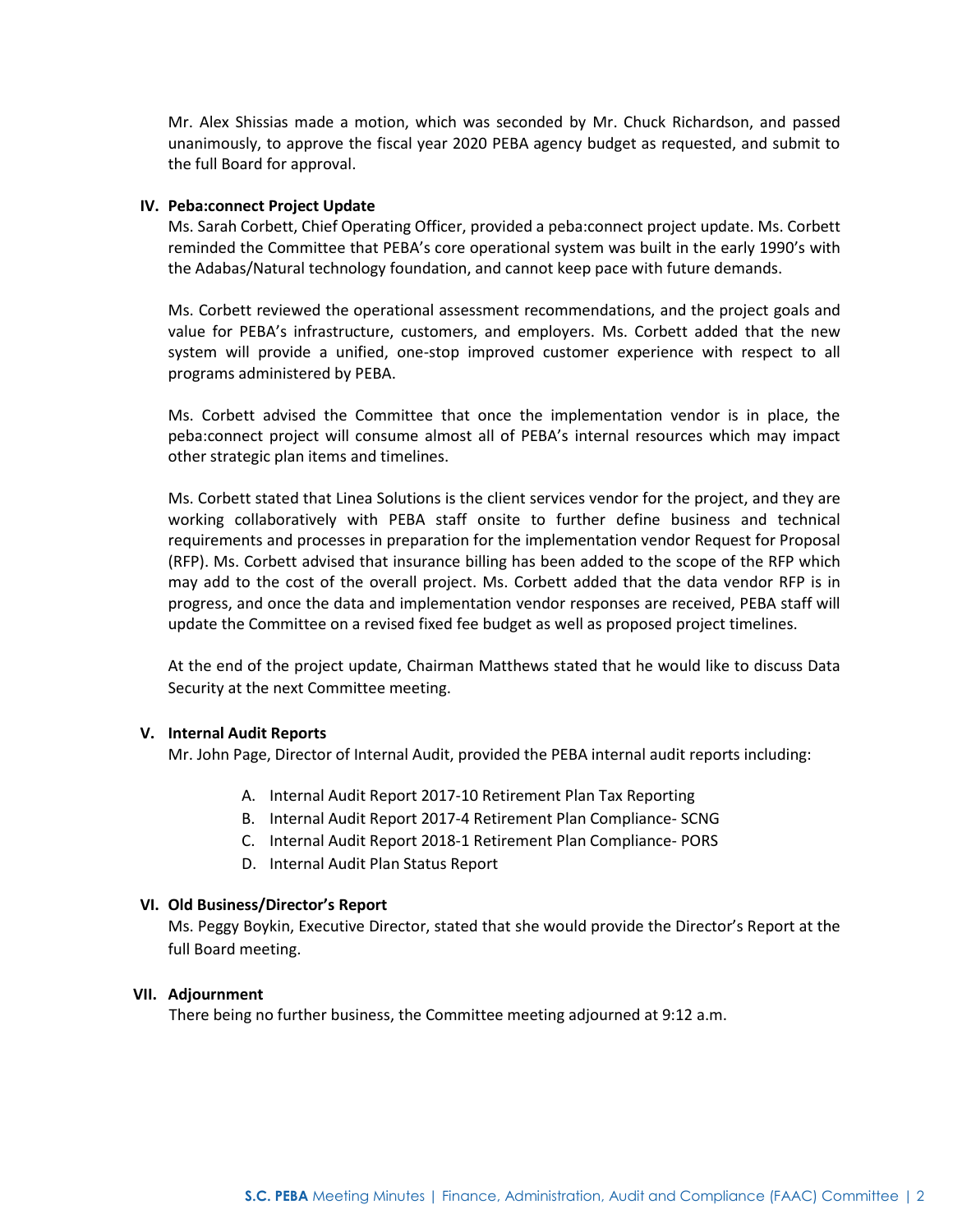Mr. Alex Shissias made a motion, which was seconded by Mr. Chuck Richardson, and passed unanimously, to approve the fiscal year 2020 PEBA agency budget as requested, and submit to the full Board for approval.

## IV. Peba:connect Project Update

Ms. Sarah Corbett, Chief Operating Officer, provided a peba:connect project update. Ms. Corbett reminded the Committee that PEBA's core operational system was built in the early 1990's with the Adabas/Natural technology foundation, and cannot keep pace with future demands.

Ms. Corbett reviewed the operational assessment recommendations, and the project goals and value for PEBA's infrastructure, customers, and employers. Ms. Corbett added that the new system will provide a unified, one-stop improved customer experience with respect to all programs administered by PEBA.

Ms. Corbett advised the Committee that once the implementation vendor is in place, the peba:connect project will consume almost all of PEBA's internal resources which may impact other strategic plan items and timelines.

Ms. Corbett stated that Linea Solutions is the client services vendor for the project, and they are working collaboratively with PEBA staff onsite to further define business and technical requirements and processes in preparation for the implementation vendor Request for Proposal (RFP). Ms. Corbett advised that insurance billing has been added to the scope of the RFP which may add to the cost of the overall project. Ms. Corbett added that the data vendor RFP is in progress, and once the data and implementation vendor responses are received, PEBA staff will update the Committee on a revised fixed fee budget as well as proposed project timelines.

At the end of the project update, Chairman Matthews stated that he would like to discuss Data Security at the next Committee meeting.

## V. Internal Audit Reports

Mr. John Page, Director of Internal Audit, provided the PEBA internal audit reports including:

A. Internal Audit Report 2017-10 Retirement Plan Tax Reporting
B. Internal Audit Report 2017-4 Retirement Plan Compliance- SCNG
C. Internal Audit Report 2018-1 Retirement Plan Compliance- PORS
D. Internal Audit Plan Status Report

## VI. Old Business/Director's Report

Ms. Peggy Boykin, Executive Director, stated that she would provide the Director's Report at the full Board meeting.

## VII. Adjournment

There being no further business, the Committee meeting adjourned at 9:12 a.m.